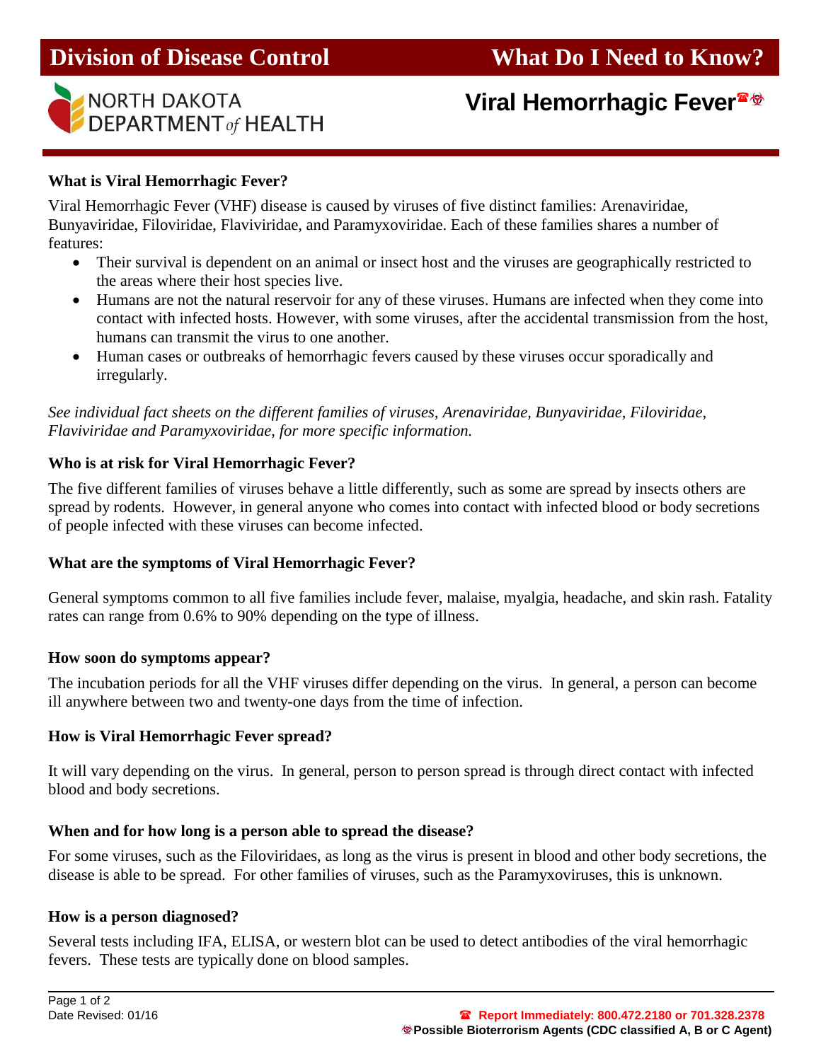# Division of Disease Control — What Do I Need to Know?

NORTH DAKOTA DEPARTMENT *of* HEALTH

## Viral Hemorrhagic Fever ☎☣

### What is Viral Hemorrhagic Fever?

Viral Hemorrhagic Fever (VHF) disease is caused by viruses of five distinct families: Arenaviridae, Bunyaviridae, Filoviridae, Flaviviridae, and Paramyxoviridae. Each of these families shares a number of features:

- Their survival is dependent on an animal or insect host and the viruses are geographically restricted to the areas where their host species live.
- Humans are not the natural reservoir for any of these viruses. Humans are infected when they come into contact with infected hosts. However, with some viruses, after the accidental transmission from the host, humans can transmit the virus to one another.
- Human cases or outbreaks of hemorrhagic fevers caused by these viruses occur sporadically and irregularly.

*See individual fact sheets on the different families of viruses, Arenaviridae, Bunyaviridae, Filoviridae, Flaviviridae and Paramyxoviridae, for more specific information.*

### Who is at risk for Viral Hemorrhagic Fever?

The five different families of viruses behave a little differently, such as some are spread by insects others are spread by rodents. However, in general anyone who comes into contact with infected blood or body secretions of people infected with these viruses can become infected.

### What are the symptoms of Viral Hemorrhagic Fever?

General symptoms common to all five families include fever, malaise, myalgia, headache, and skin rash. Fatality rates can range from 0.6% to 90% depending on the type of illness.

### How soon do symptoms appear?

The incubation periods for all the VHF viruses differ depending on the virus. In general, a person can become ill anywhere between two and twenty-one days from the time of infection.

### How is Viral Hemorrhagic Fever spread?

It will vary depending on the virus. In general, person to person spread is through direct contact with infected blood and body secretions.

### When and for how long is a person able to spread the disease?

For some viruses, such as the Filoviridaes, as long as the virus is present in blood and other body secretions, the disease is able to be spread. For other families of viruses, such as the Paramyxoviruses, this is unknown.

### How is a person diagnosed?

Several tests including IFA, ELISA, or western blot can be used to detect antibodies of the viral hemorrhagic fevers. These tests are typically done on blood samples.

Date Revised: 01/16

☎ **Report Immediately: 800.472.2180 or 701.328.2378**

☣ **Possible Bioterrorism Agents (CDC classified A, B or C Agent)**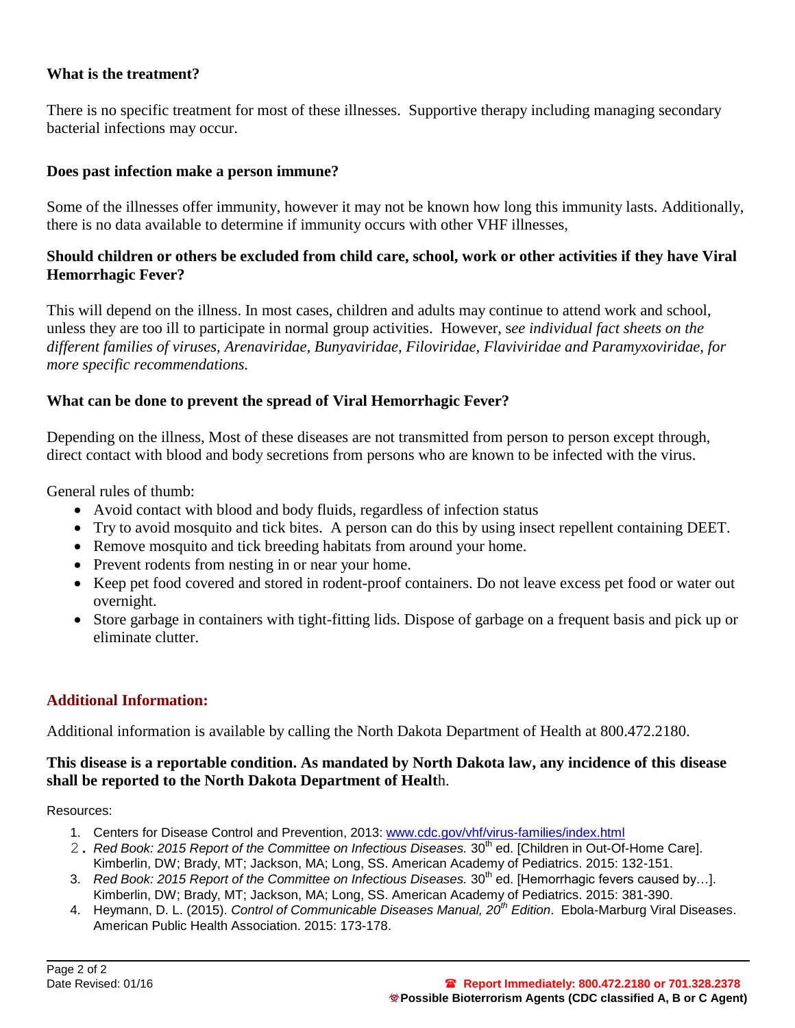**What is the treatment?**

There is no specific treatment for most of these illnesses. Supportive therapy including managing secondary bacterial infections may occur.

**Does past infection make a person immune?**

Some of the illnesses offer immunity, however it may not be known how long this immunity lasts. Additionally, there is no data available to determine if immunity occurs with other VHF illnesses,

**Should children or others be excluded from child care, school, work or other activities if they have Viral Hemorrhagic Fever?**

This will depend on the illness. In most cases, children and adults may continue to attend work and school, unless they are too ill to participate in normal group activities. However, s*ee individual fact sheets on the different families of viruses, Arenaviridae, Bunyaviridae, Filoviridae, Flaviviridae and Paramyxoviridae, for more specific recommendations.*

**What can be done to prevent the spread of Viral Hemorrhagic Fever?**

Depending on the illness, Most of these diseases are not transmitted from person to person except through, direct contact with blood and body secretions from persons who are known to be infected with the virus.

General rules of thumb:

- Avoid contact with blood and body fluids, regardless of infection status
- Try to avoid mosquito and tick bites. A person can do this by using insect repellent containing DEET.
- Remove mosquito and tick breeding habitats from around your home.
- Prevent rodents from nesting in or near your home.
- Keep pet food covered and stored in rodent-proof containers. Do not leave excess pet food or water out overnight.
- Store garbage in containers with tight-fitting lids. Dispose of garbage on a frequent basis and pick up or eliminate clutter.

## Additional Information:

Additional information is available by calling the North Dakota Department of Health at 800.472.2180.

**This disease is a reportable condition. As mandated by North Dakota law, any incidence of this disease shall be reported to the North Dakota Department of Healt**h.

Resources:

1. Centers for Disease Control and Prevention, 2013: www.cdc.gov/vhf/virus-families/index.html
2. *Red Book: 2015 Report of the Committee on Infectious Diseases.* 30th ed. [Children in Out-Of-Home Care]. Kimberlin, DW; Brady, MT; Jackson, MA; Long, SS. American Academy of Pediatrics. 2015: 132-151.
3. *Red Book: 2015 Report of the Committee on Infectious Diseases.* 30th ed. [Hemorrhagic fevers caused by…]. Kimberlin, DW; Brady, MT; Jackson, MA; Long, SS. American Academy of Pediatrics. 2015: 381-390.
4. Heymann, D. L. (2015). *Control of Communicable Diseases Manual, 20th Edition*. Ebola-Marburg Viral Diseases. American Public Health Association. 2015: 173-178.

Date Revised: 01/16

☎ **Report Immediately: 800.472.2180 or 701.328.2378**

**Possible Bioterrorism Agents (CDC classified A, B or C Agent)**